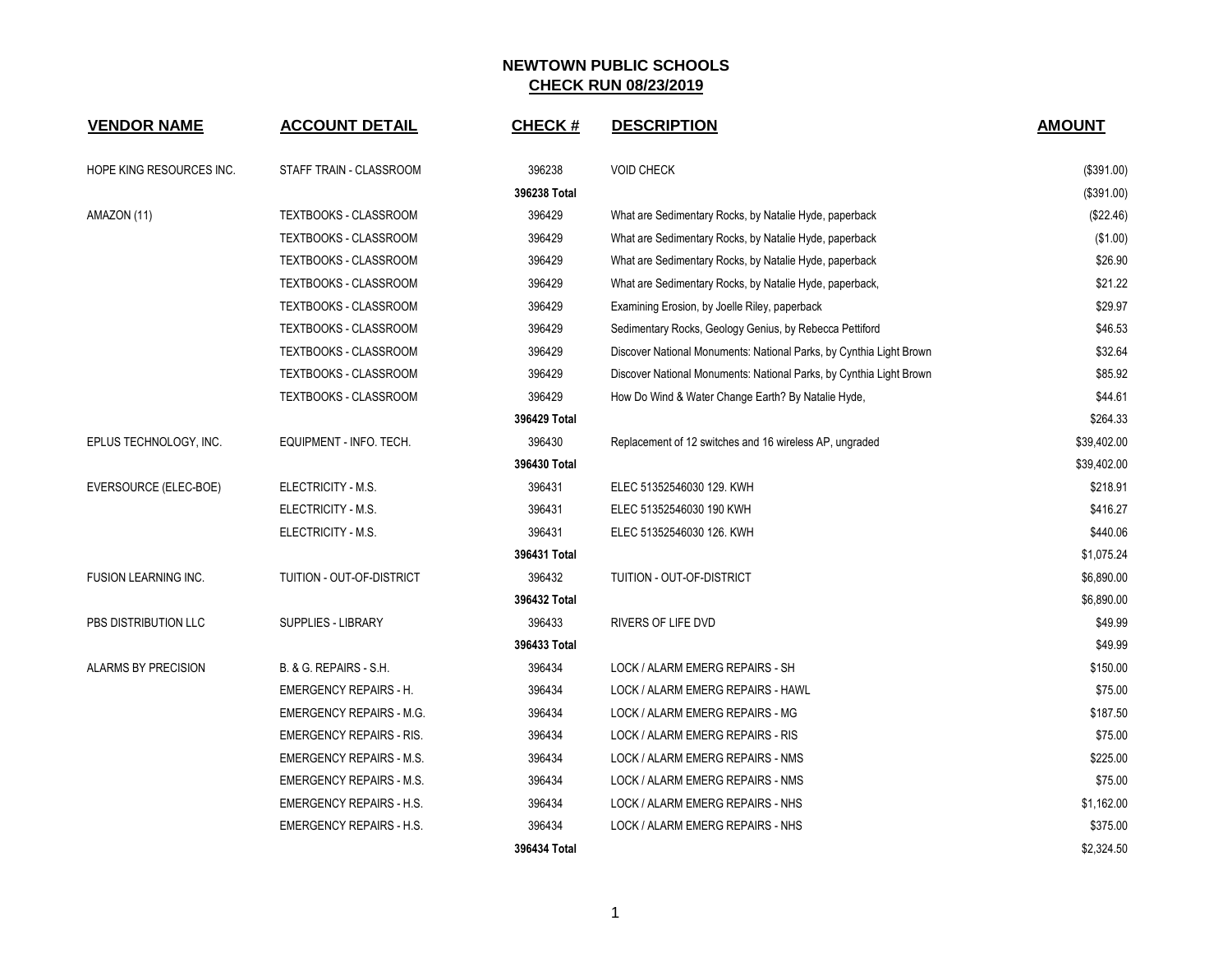# NEWTOWN PUBLIC SCHOOLS

## CHECK RUN 08/23/2019

| VENDOR NAME | ACCOUNT DETAIL | CHECK # | DESCRIPTION | AMOUNT |
|---|---|---|---|---|
| HOPE KING RESOURCES INC. | STAFF TRAIN - CLASSROOM | 396238 | VOID CHECK | ($391.00) |
| | | **396238 Total** | | ($391.00) |
| AMAZON (11) | TEXTBOOKS - CLASSROOM | 396429 | What are Sedimentary Rocks, by Natalie Hyde, paperback | ($22.46) |
| | TEXTBOOKS - CLASSROOM | 396429 | What are Sedimentary Rocks, by Natalie Hyde, paperback | ($1.00) |
| | TEXTBOOKS - CLASSROOM | 396429 | What are Sedimentary Rocks, by Natalie Hyde, paperback | $26.90 |
| | TEXTBOOKS - CLASSROOM | 396429 | What are Sedimentary Rocks, by Natalie Hyde, paperback, | $21.22 |
| | TEXTBOOKS - CLASSROOM | 396429 | Examining Erosion, by Joelle Riley, paperback | $29.97 |
| | TEXTBOOKS - CLASSROOM | 396429 | Sedimentary Rocks, Geology Genius, by Rebecca Pettiford | $46.53 |
| | TEXTBOOKS - CLASSROOM | 396429 | Discover National Monuments: National Parks, by Cynthia Light Brown | $32.64 |
| | TEXTBOOKS - CLASSROOM | 396429 | Discover National Monuments: National Parks, by Cynthia Light Brown | $85.92 |
| | TEXTBOOKS - CLASSROOM | 396429 | How Do Wind & Water Change Earth? By Natalie Hyde, | $44.61 |
| | | **396429 Total** | | $264.33 |
| EPLUS TECHNOLOGY, INC. | EQUIPMENT - INFO. TECH. | 396430 | Replacement of 12 switches and 16 wireless AP, ungraded | $39,402.00 |
| | | **396430 Total** | | $39,402.00 |
| EVERSOURCE (ELEC-BOE) | ELECTRICITY - M.S. | 396431 | ELEC 51352546030 129. KWH | $218.91 |
| | ELECTRICITY - M.S. | 396431 | ELEC 51352546030 190 KWH | $416.27 |
| | ELECTRICITY - M.S. | 396431 | ELEC 51352546030 126. KWH | $440.06 |
| | | **396431 Total** | | $1,075.24 |
| FUSION LEARNING INC. | TUITION - OUT-OF-DISTRICT | 396432 | TUITION - OUT-OF-DISTRICT | $6,890.00 |
| | | **396432 Total** | | $6,890.00 |
| PBS DISTRIBUTION LLC | SUPPLIES - LIBRARY | 396433 | RIVERS OF LIFE DVD | $49.99 |
| | | **396433 Total** | | $49.99 |
| ALARMS BY PRECISION | B. & G. REPAIRS - S.H. | 396434 | LOCK / ALARM EMERG REPAIRS - SH | $150.00 |
| | EMERGENCY REPAIRS - H. | 396434 | LOCK / ALARM EMERG REPAIRS - HAWL | $75.00 |
| | EMERGENCY REPAIRS - M.G. | 396434 | LOCK / ALARM EMERG REPAIRS - MG | $187.50 |
| | EMERGENCY REPAIRS - RIS. | 396434 | LOCK / ALARM EMERG REPAIRS - RIS | $75.00 |
| | EMERGENCY REPAIRS - M.S. | 396434 | LOCK / ALARM EMERG REPAIRS - NMS | $225.00 |
| | EMERGENCY REPAIRS - M.S. | 396434 | LOCK / ALARM EMERG REPAIRS - NMS | $75.00 |
| | EMERGENCY REPAIRS - H.S. | 396434 | LOCK / ALARM EMERG REPAIRS - NHS | $1,162.00 |
| | EMERGENCY REPAIRS - H.S. | 396434 | LOCK / ALARM EMERG REPAIRS - NHS | $375.00 |
| | | **396434 Total** | | $2,324.50 |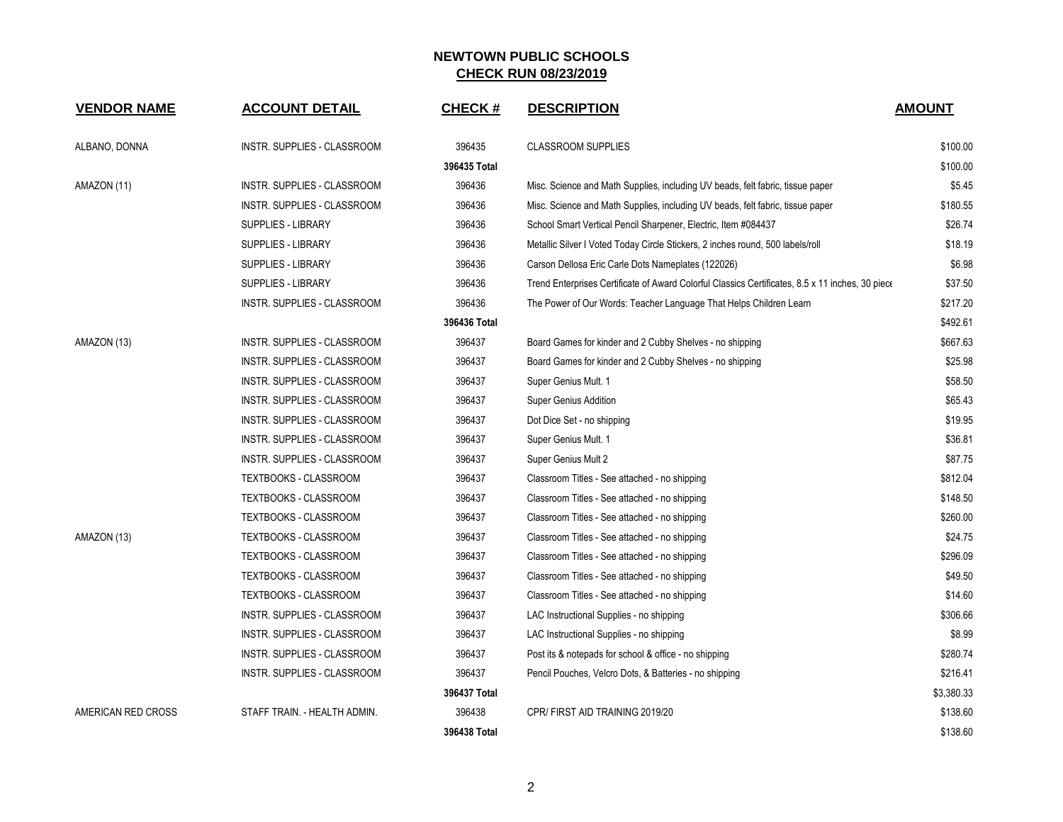# NEWTOWN PUBLIC SCHOOLS
## CHECK RUN 08/23/2019

| VENDOR NAME | ACCOUNT DETAIL | CHECK # | DESCRIPTION | AMOUNT |
|---|---|---|---|---|
| ALBANO, DONNA | INSTR. SUPPLIES - CLASSROOM | 396435 | CLASSROOM SUPPLIES | $100.00 |
| | | **396435 Total** | | $100.00 |
| AMAZON (11) | INSTR. SUPPLIES - CLASSROOM | 396436 | Misc. Science and Math Supplies, including UV beads, felt fabric, tissue paper | $5.45 |
| | INSTR. SUPPLIES - CLASSROOM | 396436 | Misc. Science and Math Supplies, including UV beads, felt fabric, tissue paper | $180.55 |
| | SUPPLIES - LIBRARY | 396436 | School Smart Vertical Pencil Sharpener, Electric, Item #084437 | $26.74 |
| | SUPPLIES - LIBRARY | 396436 | Metallic Silver I Voted Today Circle Stickers, 2 inches round, 500 labels/roll | $18.19 |
| | SUPPLIES - LIBRARY | 396436 | Carson Dellosa Eric Carle Dots Nameplates (122026) | $6.98 |
| | SUPPLIES - LIBRARY | 396436 | Trend Enterprises Certificate of Award Colorful Classics Certificates, 8.5 x 11 inches, 30 piece | $37.50 |
| | INSTR. SUPPLIES - CLASSROOM | 396436 | The Power of Our Words: Teacher Language That Helps Children Learn | $217.20 |
| | | **396436 Total** | | $492.61 |
| AMAZON (13) | INSTR. SUPPLIES - CLASSROOM | 396437 | Board Games for kinder and 2 Cubby Shelves - no shipping | $667.63 |
| | INSTR. SUPPLIES - CLASSROOM | 396437 | Board Games for kinder and 2 Cubby Shelves - no shipping | $25.98 |
| | INSTR. SUPPLIES - CLASSROOM | 396437 | Super Genius Mult. 1 | $58.50 |
| | INSTR. SUPPLIES - CLASSROOM | 396437 | Super Genius Addition | $65.43 |
| | INSTR. SUPPLIES - CLASSROOM | 396437 | Dot Dice Set - no shipping | $19.95 |
| | INSTR. SUPPLIES - CLASSROOM | 396437 | Super Genius Mult. 1 | $36.81 |
| | INSTR. SUPPLIES - CLASSROOM | 396437 | Super Genius Mult 2 | $87.75 |
| | TEXTBOOKS - CLASSROOM | 396437 | Classroom Titles - See attached - no shipping | $812.04 |
| | TEXTBOOKS - CLASSROOM | 396437 | Classroom Titles - See attached - no shipping | $148.50 |
| | TEXTBOOKS - CLASSROOM | 396437 | Classroom Titles - See attached - no shipping | $260.00 |
| AMAZON (13) | TEXTBOOKS - CLASSROOM | 396437 | Classroom Titles - See attached - no shipping | $24.75 |
| | TEXTBOOKS - CLASSROOM | 396437 | Classroom Titles - See attached - no shipping | $296.09 |
| | TEXTBOOKS - CLASSROOM | 396437 | Classroom Titles - See attached - no shipping | $49.50 |
| | TEXTBOOKS - CLASSROOM | 396437 | Classroom Titles - See attached - no shipping | $14.60 |
| | INSTR. SUPPLIES - CLASSROOM | 396437 | LAC Instructional Supplies - no shipping | $306.66 |
| | INSTR. SUPPLIES - CLASSROOM | 396437 | LAC Instructional Supplies - no shipping | $8.99 |
| | INSTR. SUPPLIES - CLASSROOM | 396437 | Post its & notepads for school & office - no shipping | $280.74 |
| | INSTR. SUPPLIES - CLASSROOM | 396437 | Pencil Pouches, Velcro Dots, & Batteries - no shipping | $216.41 |
| | | **396437 Total** | | $3,380.33 |
| AMERICAN RED CROSS | STAFF TRAIN. - HEALTH ADMIN. | 396438 | CPR/ FIRST AID TRAINING 2019/20 | $138.60 |
| | | **396438 Total** | | $138.60 |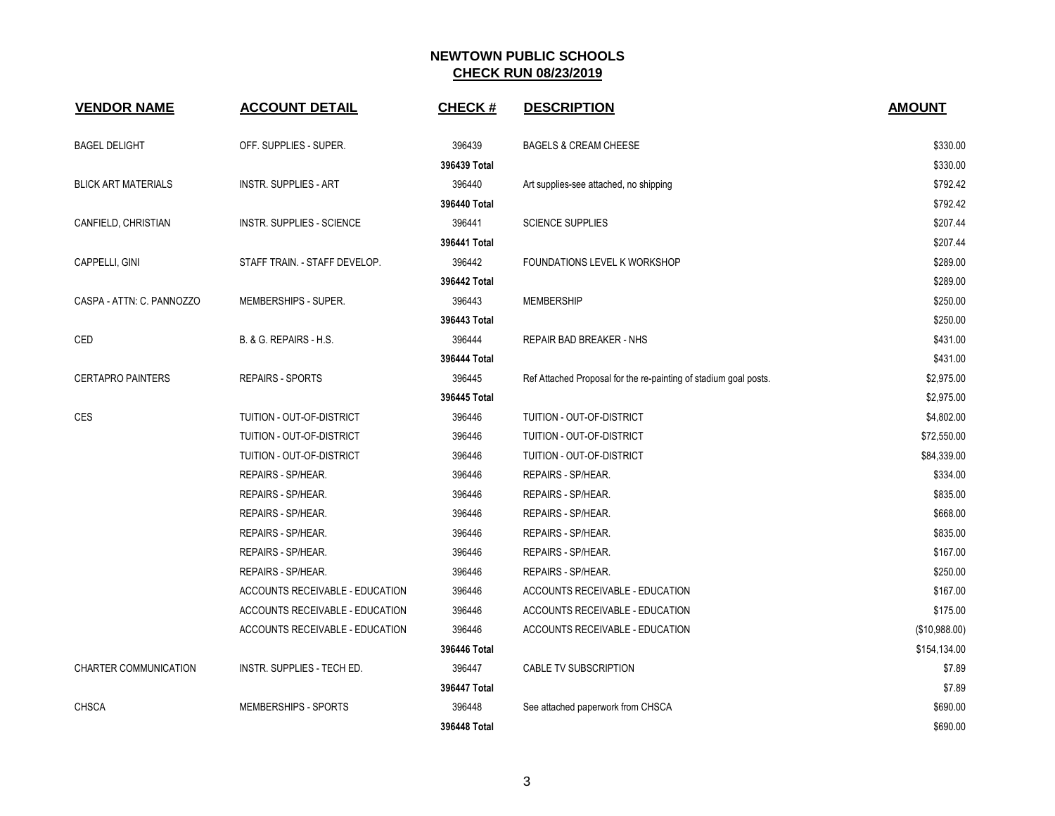# NEWTOWN PUBLIC SCHOOLS
## CHECK RUN 08/23/2019

| VENDOR NAME | ACCOUNT DETAIL | CHECK # | DESCRIPTION | AMOUNT |
|---|---|---|---|---|
| BAGEL DELIGHT | OFF. SUPPLIES - SUPER. | 396439 | BAGELS & CREAM CHEESE | $330.00 |
| | | **396439 Total** | | $330.00 |
| BLICK ART MATERIALS | INSTR. SUPPLIES - ART | 396440 | Art supplies-see attached, no shipping | $792.42 |
| | | **396440 Total** | | $792.42 |
| CANFIELD, CHRISTIAN | INSTR. SUPPLIES - SCIENCE | 396441 | SCIENCE SUPPLIES | $207.44 |
| | | **396441 Total** | | $207.44 |
| CAPPELLI, GINI | STAFF TRAIN. - STAFF DEVELOP. | 396442 | FOUNDATIONS LEVEL K WORKSHOP | $289.00 |
| | | **396442 Total** | | $289.00 |
| CASPA - ATTN: C. PANNOZZO | MEMBERSHIPS - SUPER. | 396443 | MEMBERSHIP | $250.00 |
| | | **396443 Total** | | $250.00 |
| CED | B. & G. REPAIRS - H.S. | 396444 | REPAIR BAD BREAKER - NHS | $431.00 |
| | | **396444 Total** | | $431.00 |
| CERTAPRO PAINTERS | REPAIRS - SPORTS | 396445 | Ref Attached Proposal for the re-painting of stadium goal posts. | $2,975.00 |
| | | **396445 Total** | | $2,975.00 |
| CES | TUITION - OUT-OF-DISTRICT | 396446 | TUITION - OUT-OF-DISTRICT | $4,802.00 |
| | TUITION - OUT-OF-DISTRICT | 396446 | TUITION - OUT-OF-DISTRICT | $72,550.00 |
| | TUITION - OUT-OF-DISTRICT | 396446 | TUITION - OUT-OF-DISTRICT | $84,339.00 |
| | REPAIRS - SP/HEAR. | 396446 | REPAIRS - SP/HEAR. | $334.00 |
| | REPAIRS - SP/HEAR. | 396446 | REPAIRS - SP/HEAR. | $835.00 |
| | REPAIRS - SP/HEAR. | 396446 | REPAIRS - SP/HEAR. | $668.00 |
| | REPAIRS - SP/HEAR. | 396446 | REPAIRS - SP/HEAR. | $835.00 |
| | REPAIRS - SP/HEAR. | 396446 | REPAIRS - SP/HEAR. | $167.00 |
| | REPAIRS - SP/HEAR. | 396446 | REPAIRS - SP/HEAR. | $250.00 |
| | ACCOUNTS RECEIVABLE - EDUCATION | 396446 | ACCOUNTS RECEIVABLE - EDUCATION | $167.00 |
| | ACCOUNTS RECEIVABLE - EDUCATION | 396446 | ACCOUNTS RECEIVABLE - EDUCATION | $175.00 |
| | ACCOUNTS RECEIVABLE - EDUCATION | 396446 | ACCOUNTS RECEIVABLE - EDUCATION | ($10,988.00) |
| | | **396446 Total** | | $154,134.00 |
| CHARTER COMMUNICATION | INSTR. SUPPLIES - TECH ED. | 396447 | CABLE TV SUBSCRIPTION | $7.89 |
| | | **396447 Total** | | $7.89 |
| CHSCA | MEMBERSHIPS - SPORTS | 396448 | See attached paperwork from CHSCA | $690.00 |
| | | **396448 Total** | | $690.00 |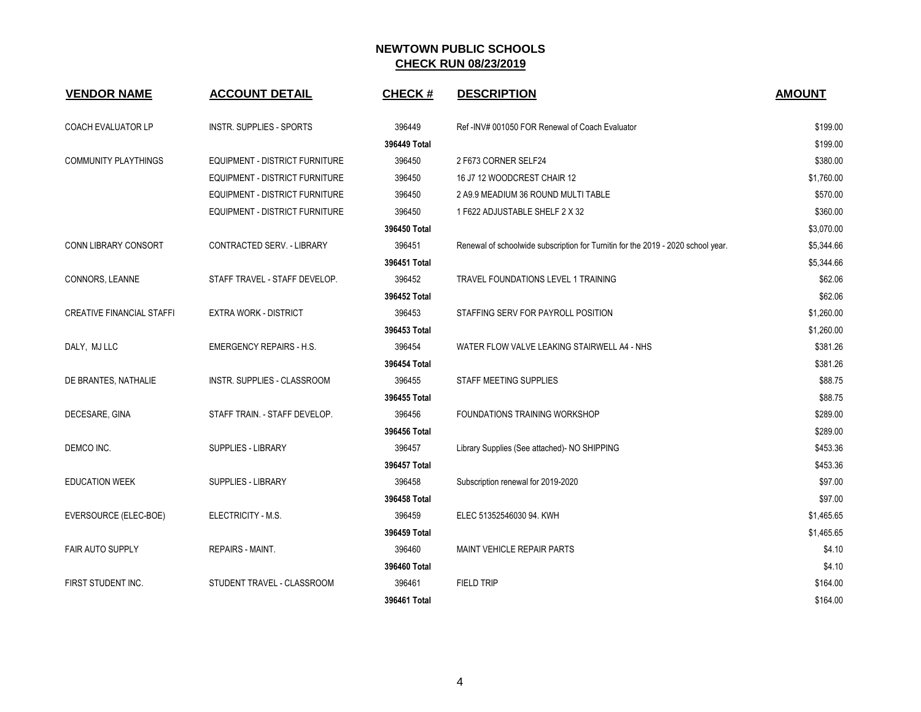# NEWTOWN PUBLIC SCHOOLS
## CHECK RUN 08/23/2019

| VENDOR NAME | ACCOUNT DETAIL | CHECK # | DESCRIPTION | AMOUNT |
|---|---|---|---|---|
| COACH EVALUATOR LP | INSTR. SUPPLIES - SPORTS | 396449 | Ref -INV# 001050 FOR Renewal of Coach Evaluator | $199.00 |
| | | **396449 Total** | | $199.00 |
| COMMUNITY PLAYTHINGS | EQUIPMENT - DISTRICT FURNITURE | 396450 | 2 F673 CORNER SELF24 | $380.00 |
| | EQUIPMENT - DISTRICT FURNITURE | 396450 | 16 J7 12 WOODCREST CHAIR 12 | $1,760.00 |
| | EQUIPMENT - DISTRICT FURNITURE | 396450 | 2 A9.9 MEADIUM 36 ROUND MULTI TABLE | $570.00 |
| | EQUIPMENT - DISTRICT FURNITURE | 396450 | 1 F622 ADJUSTABLE SHELF 2 X 32 | $360.00 |
| | | **396450 Total** | | $3,070.00 |
| CONN LIBRARY CONSORT | CONTRACTED SERV. - LIBRARY | 396451 | Renewal of schoolwide subscription for Turnitin for the 2019 - 2020 school year. | $5,344.66 |
| | | **396451 Total** | | $5,344.66 |
| CONNORS, LEANNE | STAFF TRAVEL - STAFF DEVELOP. | 396452 | TRAVEL FOUNDATIONS LEVEL 1 TRAINING | $62.06 |
| | | **396452 Total** | | $62.06 |
| CREATIVE FINANCIAL STAFFI | EXTRA WORK - DISTRICT | 396453 | STAFFING SERV FOR PAYROLL POSITION | $1,260.00 |
| | | **396453 Total** | | $1,260.00 |
| DALY, MJ LLC | EMERGENCY REPAIRS - H.S. | 396454 | WATER FLOW VALVE LEAKING STAIRWELL A4 - NHS | $381.26 |
| | | **396454 Total** | | $381.26 |
| DE BRANTES, NATHALIE | INSTR. SUPPLIES - CLASSROOM | 396455 | STAFF MEETING SUPPLIES | $88.75 |
| | | **396455 Total** | | $88.75 |
| DECESARE, GINA | STAFF TRAIN. - STAFF DEVELOP. | 396456 | FOUNDATIONS TRAINING WORKSHOP | $289.00 |
| | | **396456 Total** | | $289.00 |
| DEMCO INC. | SUPPLIES - LIBRARY | 396457 | Library Supplies (See attached)- NO SHIPPING | $453.36 |
| | | **396457 Total** | | $453.36 |
| EDUCATION WEEK | SUPPLIES - LIBRARY | 396458 | Subscription renewal for 2019-2020 | $97.00 |
| | | **396458 Total** | | $97.00 |
| EVERSOURCE (ELEC-BOE) | ELECTRICITY - M.S. | 396459 | ELEC 51352546030 94. KWH | $1,465.65 |
| | | **396459 Total** | | $1,465.65 |
| FAIR AUTO SUPPLY | REPAIRS - MAINT. | 396460 | MAINT VEHICLE REPAIR PARTS | $4.10 |
| | | **396460 Total** | | $4.10 |
| FIRST STUDENT INC. | STUDENT TRAVEL - CLASSROOM | 396461 | FIELD TRIP | $164.00 |
| | | **396461 Total** | | $164.00 |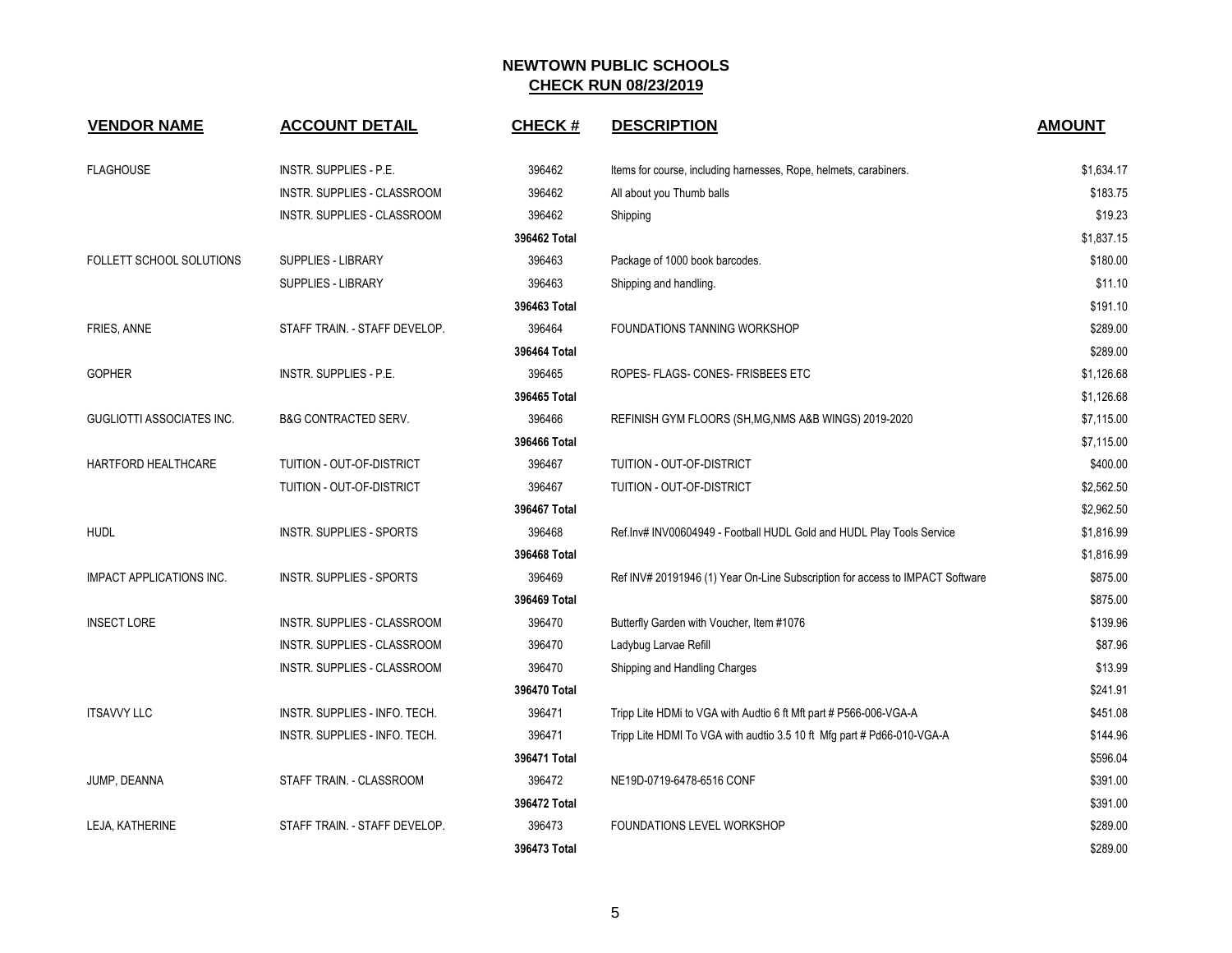**NEWTOWN PUBLIC SCHOOLS**
**CHECK RUN 08/23/2019**

| VENDOR NAME | ACCOUNT DETAIL | CHECK # | DESCRIPTION | AMOUNT |
|---|---|---|---|---|
| FLAGHOUSE | INSTR. SUPPLIES - P.E. | 396462 | Items for course, including harnesses, Rope, helmets, carabiners. | $1,634.17 |
| | INSTR. SUPPLIES - CLASSROOM | 396462 | All about you Thumb balls | $183.75 |
| | INSTR. SUPPLIES - CLASSROOM | 396462 | Shipping | $19.23 |
| | | **396462 Total** | | $1,837.15 |
| FOLLETT SCHOOL SOLUTIONS | SUPPLIES - LIBRARY | 396463 | Package of 1000 book barcodes. | $180.00 |
| | SUPPLIES - LIBRARY | 396463 | Shipping and handling. | $11.10 |
| | | **396463 Total** | | $191.10 |
| FRIES, ANNE | STAFF TRAIN. - STAFF DEVELOP. | 396464 | FOUNDATIONS TANNING WORKSHOP | $289.00 |
| | | **396464 Total** | | $289.00 |
| GOPHER | INSTR. SUPPLIES - P.E. | 396465 | ROPES- FLAGS- CONES- FRISBEES ETC | $1,126.68 |
| | | **396465 Total** | | $1,126.68 |
| GUGLIOTTI ASSOCIATES INC. | B&G CONTRACTED SERV. | 396466 | REFINISH GYM FLOORS (SH,MG,NMS A&B WINGS) 2019-2020 | $7,115.00 |
| | | **396466 Total** | | $7,115.00 |
| HARTFORD HEALTHCARE | TUITION - OUT-OF-DISTRICT | 396467 | TUITION - OUT-OF-DISTRICT | $400.00 |
| | TUITION - OUT-OF-DISTRICT | 396467 | TUITION - OUT-OF-DISTRICT | $2,562.50 |
| | | **396467 Total** | | $2,962.50 |
| HUDL | INSTR. SUPPLIES - SPORTS | 396468 | Ref.Inv# INV00604949 - Football HUDL Gold and HUDL Play Tools Service | $1,816.99 |
| | | **396468 Total** | | $1,816.99 |
| IMPACT APPLICATIONS INC. | INSTR. SUPPLIES - SPORTS | 396469 | Ref INV# 20191946 (1) Year On-Line Subscription for access to IMPACT Software | $875.00 |
| | | **396469 Total** | | $875.00 |
| INSECT LORE | INSTR. SUPPLIES - CLASSROOM | 396470 | Butterfly Garden with Voucher, Item #1076 | $139.96 |
| | INSTR. SUPPLIES - CLASSROOM | 396470 | Ladybug Larvae Refill | $87.96 |
| | INSTR. SUPPLIES - CLASSROOM | 396470 | Shipping and Handling Charges | $13.99 |
| | | **396470 Total** | | $241.91 |
| ITSAVVY LLC | INSTR. SUPPLIES - INFO. TECH. | 396471 | Tripp Lite HDMi to VGA with Audtio 6 ft Mft part # P566-006-VGA-A | $451.08 |
| | INSTR. SUPPLIES - INFO. TECH. | 396471 | Tripp Lite HDMI To VGA with audtio 3.5 10 ft Mfg part # Pd66-010-VGA-A | $144.96 |
| | | **396471 Total** | | $596.04 |
| JUMP, DEANNA | STAFF TRAIN. - CLASSROOM | 396472 | NE19D-0719-6478-6516 CONF | $391.00 |
| | | **396472 Total** | | $391.00 |
| LEJA, KATHERINE | STAFF TRAIN. - STAFF DEVELOP. | 396473 | FOUNDATIONS LEVEL WORKSHOP | $289.00 |
| | | **396473 Total** | | $289.00 |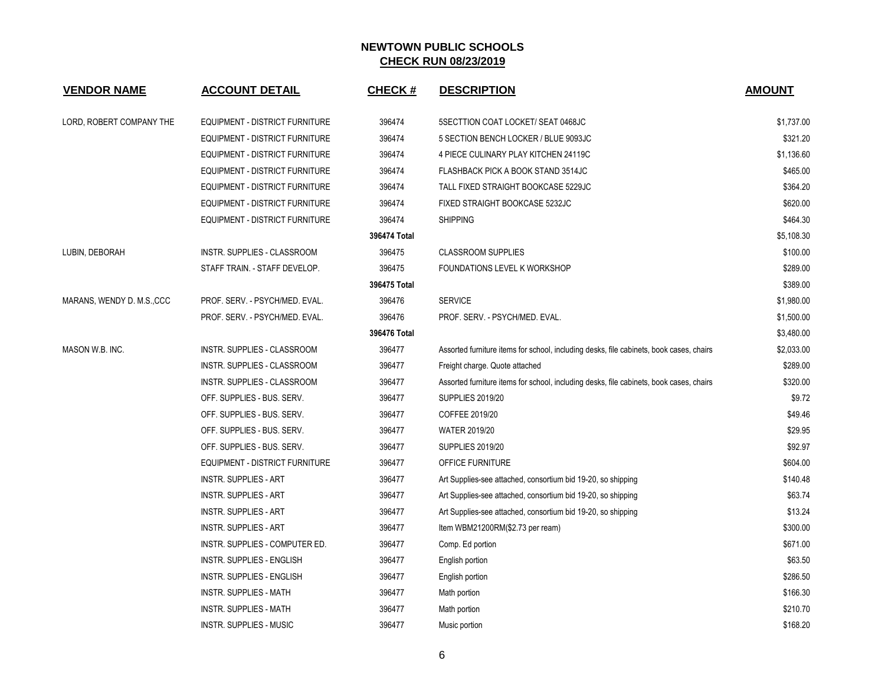# NEWTOWN PUBLIC SCHOOLS

## CHECK RUN 08/23/2019

| VENDOR NAME | ACCOUNT DETAIL | CHECK # | DESCRIPTION | AMOUNT |
|---|---|---|---|---|
| LORD, ROBERT COMPANY THE | EQUIPMENT - DISTRICT FURNITURE | 396474 | 5SECTTION COAT LOCKET/ SEAT 0468JC | $1,737.00 |
| | EQUIPMENT - DISTRICT FURNITURE | 396474 | 5 SECTION BENCH LOCKER / BLUE 9093JC | $321.20 |
| | EQUIPMENT - DISTRICT FURNITURE | 396474 | 4 PIECE CULINARY PLAY KITCHEN 24119C | $1,136.60 |
| | EQUIPMENT - DISTRICT FURNITURE | 396474 | FLASHBACK PICK A BOOK STAND 3514JC | $465.00 |
| | EQUIPMENT - DISTRICT FURNITURE | 396474 | TALL FIXED STRAIGHT BOOKCASE 5229JC | $364.20 |
| | EQUIPMENT - DISTRICT FURNITURE | 396474 | FIXED STRAIGHT BOOKCASE 5232JC | $620.00 |
| | EQUIPMENT - DISTRICT FURNITURE | 396474 | SHIPPING | $464.30 |
| | | **396474 Total** | | $5,108.30 |
| LUBIN, DEBORAH | INSTR. SUPPLIES - CLASSROOM | 396475 | CLASSROOM SUPPLIES | $100.00 |
| | STAFF TRAIN. - STAFF DEVELOP. | 396475 | FOUNDATIONS LEVEL K WORKSHOP | $289.00 |
| | | **396475 Total** | | $389.00 |
| MARANS, WENDY D. M.S.,CCC | PROF. SERV. - PSYCH/MED. EVAL. | 396476 | SERVICE | $1,980.00 |
| | PROF. SERV. - PSYCH/MED. EVAL. | 396476 | PROF. SERV. - PSYCH/MED. EVAL. | $1,500.00 |
| | | **396476 Total** | | $3,480.00 |
| MASON W.B. INC. | INSTR. SUPPLIES - CLASSROOM | 396477 | Assorted furniture items for school, including desks, file cabinets, book cases, chairs | $2,033.00 |
| | INSTR. SUPPLIES - CLASSROOM | 396477 | Freight charge. Quote attached | $289.00 |
| | INSTR. SUPPLIES - CLASSROOM | 396477 | Assorted furniture items for school, including desks, file cabinets, book cases, chairs | $320.00 |
| | OFF. SUPPLIES - BUS. SERV. | 396477 | SUPPLIES 2019/20 | $9.72 |
| | OFF. SUPPLIES - BUS. SERV. | 396477 | COFFEE 2019/20 | $49.46 |
| | OFF. SUPPLIES - BUS. SERV. | 396477 | WATER 2019/20 | $29.95 |
| | OFF. SUPPLIES - BUS. SERV. | 396477 | SUPPLIES 2019/20 | $92.97 |
| | EQUIPMENT - DISTRICT FURNITURE | 396477 | OFFICE FURNITURE | $604.00 |
| | INSTR. SUPPLIES - ART | 396477 | Art Supplies-see attached, consortium bid 19-20, so shipping | $140.48 |
| | INSTR. SUPPLIES - ART | 396477 | Art Supplies-see attached, consortium bid 19-20, so shipping | $63.74 |
| | INSTR. SUPPLIES - ART | 396477 | Art Supplies-see attached, consortium bid 19-20, so shipping | $13.24 |
| | INSTR. SUPPLIES - ART | 396477 | Item WBM21200RM($2.73 per ream) | $300.00 |
| | INSTR. SUPPLIES - COMPUTER ED. | 396477 | Comp. Ed portion | $671.00 |
| | INSTR. SUPPLIES - ENGLISH | 396477 | English portion | $63.50 |
| | INSTR. SUPPLIES - ENGLISH | 396477 | English portion | $286.50 |
| | INSTR. SUPPLIES - MATH | 396477 | Math portion | $166.30 |
| | INSTR. SUPPLIES - MATH | 396477 | Math portion | $210.70 |
| | INSTR. SUPPLIES - MUSIC | 396477 | Music portion | $168.20 |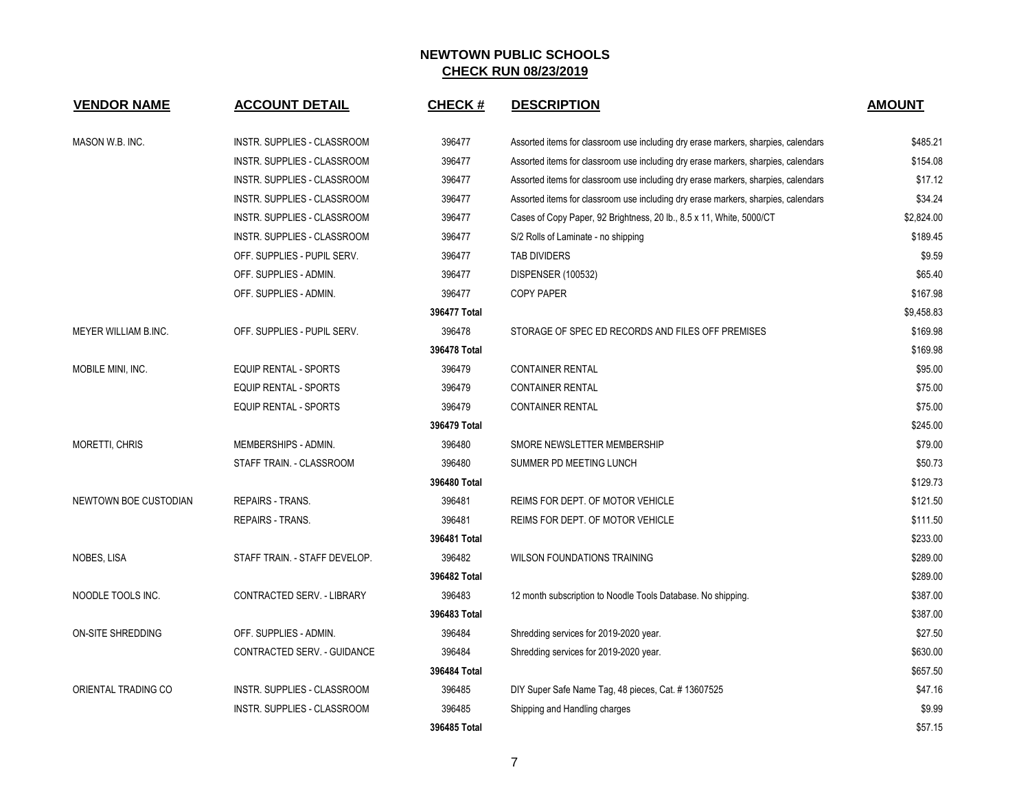# NEWTOWN PUBLIC SCHOOLS
## CHECK RUN 08/23/2019

| VENDOR NAME | ACCOUNT DETAIL | CHECK # | DESCRIPTION | AMOUNT |
|---|---|---|---|---|
| MASON W.B. INC. | INSTR. SUPPLIES - CLASSROOM | 396477 | Assorted items for classroom use including dry erase markers, sharpies, calendars | $485.21 |
| | INSTR. SUPPLIES - CLASSROOM | 396477 | Assorted items for classroom use including dry erase markers, sharpies, calendars | $154.08 |
| | INSTR. SUPPLIES - CLASSROOM | 396477 | Assorted items for classroom use including dry erase markers, sharpies, calendars | $17.12 |
| | INSTR. SUPPLIES - CLASSROOM | 396477 | Assorted items for classroom use including dry erase markers, sharpies, calendars | $34.24 |
| | INSTR. SUPPLIES - CLASSROOM | 396477 | Cases of Copy Paper, 92 Brightness, 20 lb., 8.5 x 11, White, 5000/CT | $2,824.00 |
| | INSTR. SUPPLIES - CLASSROOM | 396477 | S/2 Rolls of Laminate - no shipping | $189.45 |
| | OFF. SUPPLIES - PUPIL SERV. | 396477 | TAB DIVIDERS | $9.59 |
| | OFF. SUPPLIES - ADMIN. | 396477 | DISPENSER (100532) | $65.40 |
| | OFF. SUPPLIES - ADMIN. | 396477 | COPY PAPER | $167.98 |
| | | **396477 Total** | | $9,458.83 |
| MEYER WILLIAM B.INC. | OFF. SUPPLIES - PUPIL SERV. | 396478 | STORAGE OF SPEC ED RECORDS AND FILES OFF PREMISES | $169.98 |
| | | **396478 Total** | | $169.98 |
| MOBILE MINI, INC. | EQUIP RENTAL - SPORTS | 396479 | CONTAINER RENTAL | $95.00 |
| | EQUIP RENTAL - SPORTS | 396479 | CONTAINER RENTAL | $75.00 |
| | EQUIP RENTAL - SPORTS | 396479 | CONTAINER RENTAL | $75.00 |
| | | **396479 Total** | | $245.00 |
| MORETTI, CHRIS | MEMBERSHIPS - ADMIN. | 396480 | SMORE NEWSLETTER MEMBERSHIP | $79.00 |
| | STAFF TRAIN. - CLASSROOM | 396480 | SUMMER PD MEETING LUNCH | $50.73 |
| | | **396480 Total** | | $129.73 |
| NEWTOWN BOE CUSTODIAN | REPAIRS - TRANS. | 396481 | REIMS FOR DEPT. OF MOTOR VEHICLE | $121.50 |
| | REPAIRS - TRANS. | 396481 | REIMS FOR DEPT. OF MOTOR VEHICLE | $111.50 |
| | | **396481 Total** | | $233.00 |
| NOBES, LISA | STAFF TRAIN. - STAFF DEVELOP. | 396482 | WILSON FOUNDATIONS TRAINING | $289.00 |
| | | **396482 Total** | | $289.00 |
| NOODLE TOOLS INC. | CONTRACTED SERV. - LIBRARY | 396483 | 12 month subscription to Noodle Tools Database. No shipping. | $387.00 |
| | | **396483 Total** | | $387.00 |
| ON-SITE SHREDDING | OFF. SUPPLIES - ADMIN. | 396484 | Shredding services for 2019-2020 year. | $27.50 |
| | CONTRACTED SERV. - GUIDANCE | 396484 | Shredding services for 2019-2020 year. | $630.00 |
| | | **396484 Total** | | $657.50 |
| ORIENTAL TRADING CO | INSTR. SUPPLIES - CLASSROOM | 396485 | DIY Super Safe Name Tag, 48 pieces, Cat. # 13607525 | $47.16 |
| | INSTR. SUPPLIES - CLASSROOM | 396485 | Shipping and Handling charges | $9.99 |
| | | **396485 Total** | | $57.15 |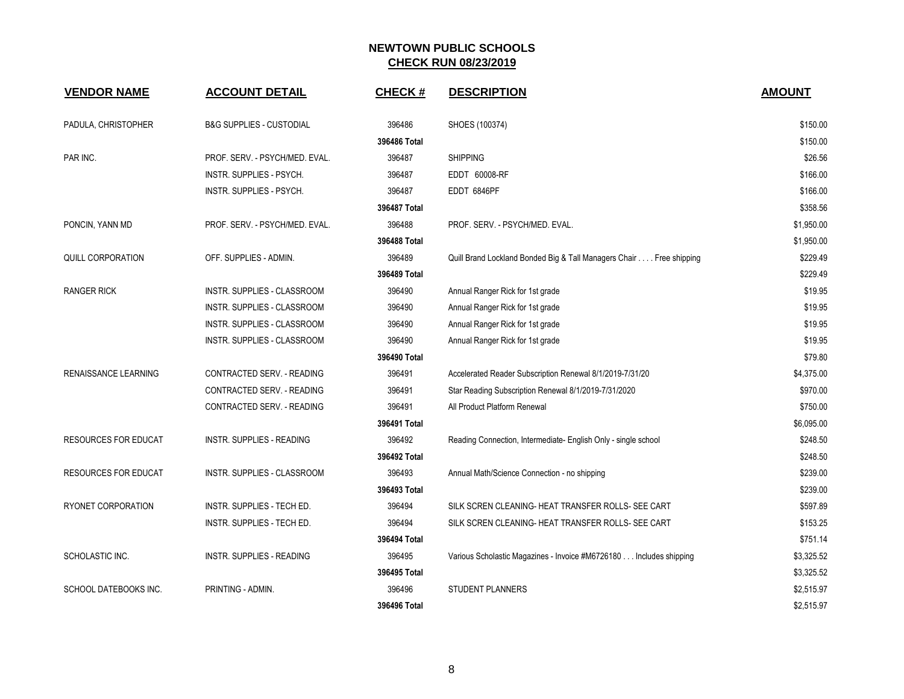# NEWTOWN PUBLIC SCHOOLS
## CHECK RUN 08/23/2019

| VENDOR NAME | ACCOUNT DETAIL | CHECK # | DESCRIPTION | AMOUNT |
|---|---|---|---|---|
| PADULA, CHRISTOPHER | B&G SUPPLIES - CUSTODIAL | 396486 | SHOES (100374) | $150.00 |
| | | **396486 Total** | | $150.00 |
| PAR INC. | PROF. SERV. - PSYCH/MED. EVAL. | 396487 | SHIPPING | $26.56 |
| | INSTR. SUPPLIES - PSYCH. | 396487 | EDDT 60008-RF | $166.00 |
| | INSTR. SUPPLIES - PSYCH. | 396487 | EDDT 6846PF | $166.00 |
| | | **396487 Total** | | $358.56 |
| PONCIN, YANN MD | PROF. SERV. - PSYCH/MED. EVAL. | 396488 | PROF. SERV. - PSYCH/MED. EVAL. | $1,950.00 |
| | | **396488 Total** | | $1,950.00 |
| QUILL CORPORATION | OFF. SUPPLIES - ADMIN. | 396489 | Quill Brand Lockland Bonded Big & Tall Managers Chair . . . . Free shipping | $229.49 |
| | | **396489 Total** | | $229.49 |
| RANGER RICK | INSTR. SUPPLIES - CLASSROOM | 396490 | Annual Ranger Rick for 1st grade | $19.95 |
| | INSTR. SUPPLIES - CLASSROOM | 396490 | Annual Ranger Rick for 1st grade | $19.95 |
| | INSTR. SUPPLIES - CLASSROOM | 396490 | Annual Ranger Rick for 1st grade | $19.95 |
| | INSTR. SUPPLIES - CLASSROOM | 396490 | Annual Ranger Rick for 1st grade | $19.95 |
| | | **396490 Total** | | $79.80 |
| RENAISSANCE LEARNING | CONTRACTED SERV. - READING | 396491 | Accelerated Reader Subscription Renewal 8/1/2019-7/31/20 | $4,375.00 |
| | CONTRACTED SERV. - READING | 396491 | Star Reading Subscription Renewal 8/1/2019-7/31/2020 | $970.00 |
| | CONTRACTED SERV. - READING | 396491 | All Product Platform Renewal | $750.00 |
| | | **396491 Total** | | $6,095.00 |
| RESOURCES FOR EDUCAT | INSTR. SUPPLIES - READING | 396492 | Reading Connection, Intermediate- English Only - single school | $248.50 |
| | | **396492 Total** | | $248.50 |
| RESOURCES FOR EDUCAT | INSTR. SUPPLIES - CLASSROOM | 396493 | Annual Math/Science Connection - no shipping | $239.00 |
| | | **396493 Total** | | $239.00 |
| RYONET CORPORATION | INSTR. SUPPLIES - TECH ED. | 396494 | SILK SCREN CLEANING- HEAT TRANSFER ROLLS- SEE CART | $597.89 |
| | INSTR. SUPPLIES - TECH ED. | 396494 | SILK SCREN CLEANING- HEAT TRANSFER ROLLS- SEE CART | $153.25 |
| | | **396494 Total** | | $751.14 |
| SCHOLASTIC INC. | INSTR. SUPPLIES - READING | 396495 | Various Scholastic Magazines - Invoice #M6726180 . . . Includes shipping | $3,325.52 |
| | | **396495 Total** | | $3,325.52 |
| SCHOOL DATEBOOKS INC. | PRINTING - ADMIN. | 396496 | STUDENT PLANNERS | $2,515.97 |
| | | **396496 Total** | | $2,515.97 |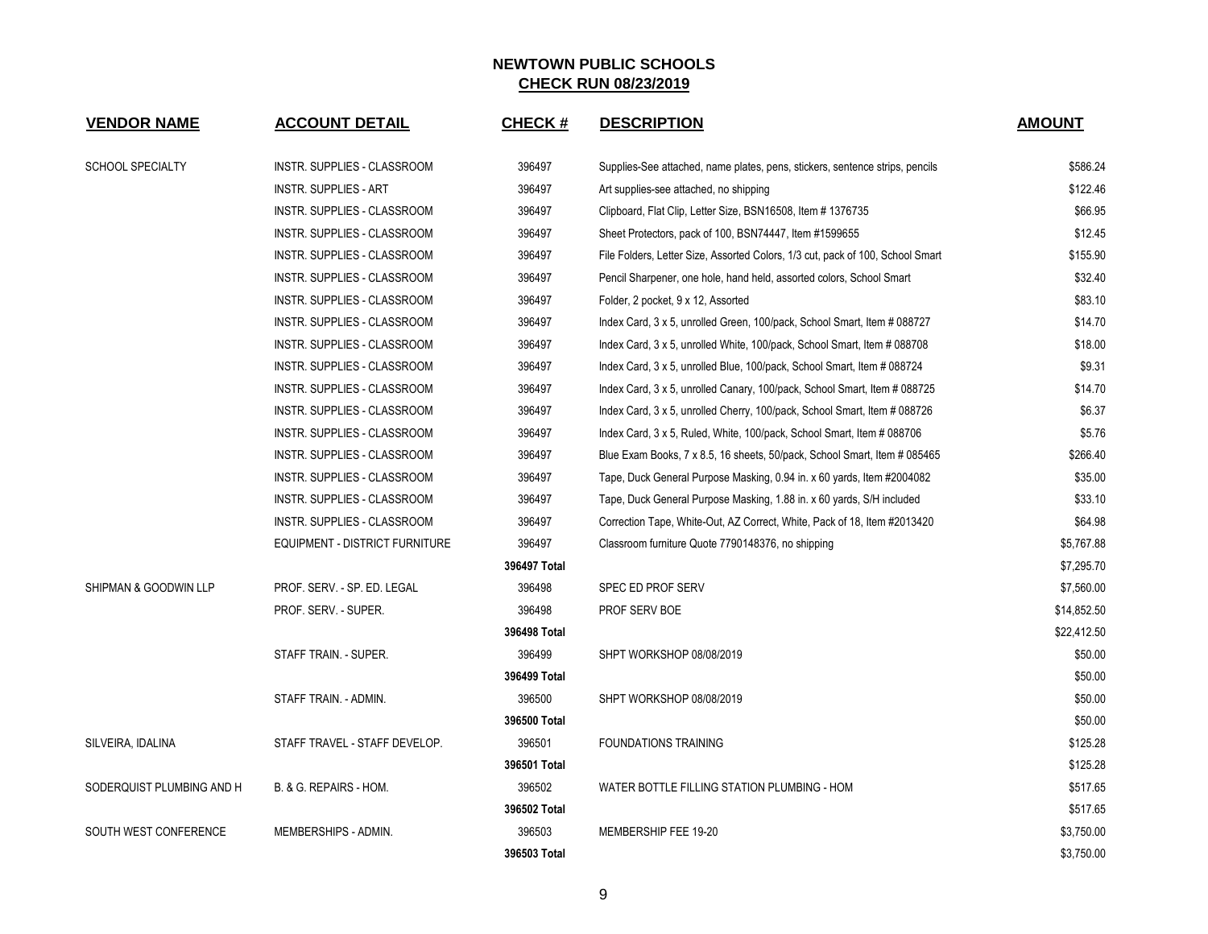# NEWTOWN PUBLIC SCHOOLS
## CHECK RUN 08/23/2019

| VENDOR NAME | ACCOUNT DETAIL | CHECK # | DESCRIPTION | AMOUNT |
|---|---|---|---|---|
| SCHOOL SPECIALTY | INSTR. SUPPLIES - CLASSROOM | 396497 | Supplies-See attached, name plates, pens, stickers, sentence strips, pencils | $586.24 |
| | INSTR. SUPPLIES - ART | 396497 | Art supplies-see attached, no shipping | $122.46 |
| | INSTR. SUPPLIES - CLASSROOM | 396497 | Clipboard, Flat Clip, Letter Size, BSN16508, Item # 1376735 | $66.95 |
| | INSTR. SUPPLIES - CLASSROOM | 396497 | Sheet Protectors, pack of 100, BSN74447, Item #1599655 | $12.45 |
| | INSTR. SUPPLIES - CLASSROOM | 396497 | File Folders, Letter Size, Assorted Colors, 1/3 cut, pack of 100, School Smart | $155.90 |
| | INSTR. SUPPLIES - CLASSROOM | 396497 | Pencil Sharpener, one hole, hand held, assorted colors, School Smart | $32.40 |
| | INSTR. SUPPLIES - CLASSROOM | 396497 | Folder, 2 pocket, 9 x 12, Assorted | $83.10 |
| | INSTR. SUPPLIES - CLASSROOM | 396497 | Index Card, 3 x 5, unrolled Green, 100/pack, School Smart, Item # 088727 | $14.70 |
| | INSTR. SUPPLIES - CLASSROOM | 396497 | Index Card, 3 x 5, unrolled White, 100/pack, School Smart, Item # 088708 | $18.00 |
| | INSTR. SUPPLIES - CLASSROOM | 396497 | Index Card, 3 x 5, unrolled Blue, 100/pack, School Smart, Item # 088724 | $9.31 |
| | INSTR. SUPPLIES - CLASSROOM | 396497 | Index Card, 3 x 5, unrolled Canary, 100/pack, School Smart, Item # 088725 | $14.70 |
| | INSTR. SUPPLIES - CLASSROOM | 396497 | Index Card, 3 x 5, unrolled Cherry, 100/pack, School Smart, Item # 088726 | $6.37 |
| | INSTR. SUPPLIES - CLASSROOM | 396497 | Index Card, 3 x 5, Ruled, White, 100/pack, School Smart, Item # 088706 | $5.76 |
| | INSTR. SUPPLIES - CLASSROOM | 396497 | Blue Exam Books, 7 x 8.5, 16 sheets, 50/pack, School Smart, Item # 085465 | $266.40 |
| | INSTR. SUPPLIES - CLASSROOM | 396497 | Tape, Duck General Purpose Masking, 0.94 in. x 60 yards, Item #2004082 | $35.00 |
| | INSTR. SUPPLIES - CLASSROOM | 396497 | Tape, Duck General Purpose Masking, 1.88 in. x 60 yards, S/H included | $33.10 |
| | INSTR. SUPPLIES - CLASSROOM | 396497 | Correction Tape, White-Out, AZ Correct, White, Pack of 18, Item #2013420 | $64.98 |
| | EQUIPMENT - DISTRICT FURNITURE | 396497 | Classroom furniture Quote 7790148376, no shipping | $5,767.88 |
| | | **396497 Total** | | $7,295.70 |
| SHIPMAN & GOODWIN LLP | PROF. SERV. - SP. ED. LEGAL | 396498 | SPEC ED PROF SERV | $7,560.00 |
| | PROF. SERV. - SUPER. | 396498 | PROF SERV BOE | $14,852.50 |
| | | **396498 Total** | | $22,412.50 |
| | STAFF TRAIN. - SUPER. | 396499 | SHPT WORKSHOP 08/08/2019 | $50.00 |
| | | **396499 Total** | | $50.00 |
| | STAFF TRAIN. - ADMIN. | 396500 | SHPT WORKSHOP 08/08/2019 | $50.00 |
| | | **396500 Total** | | $50.00 |
| SILVEIRA, IDALINA | STAFF TRAVEL - STAFF DEVELOP. | 396501 | FOUNDATIONS TRAINING | $125.28 |
| | | **396501 Total** | | $125.28 |
| SODERQUIST PLUMBING AND H | B. & G. REPAIRS - HOM. | 396502 | WATER BOTTLE FILLING STATION PLUMBING - HOM | $517.65 |
| | | **396502 Total** | | $517.65 |
| SOUTH WEST CONFERENCE | MEMBERSHIPS - ADMIN. | 396503 | MEMBERSHIP FEE 19-20 | $3,750.00 |
| | | **396503 Total** | | $3,750.00 |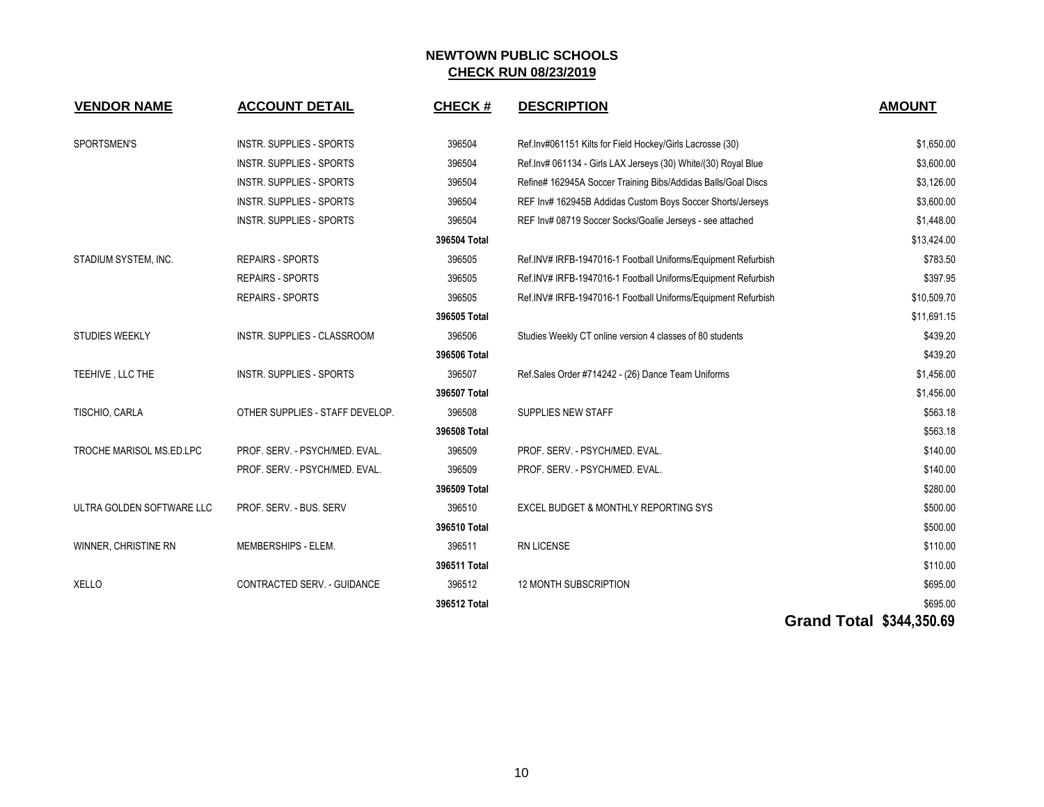**NEWTOWN PUBLIC SCHOOLS**
**CHECK RUN 08/23/2019**

| VENDOR NAME | ACCOUNT DETAIL | CHECK # | DESCRIPTION | AMOUNT |
|---|---|---|---|---|
| SPORTSMEN'S | INSTR. SUPPLIES - SPORTS | 396504 | Ref.Inv#061151 Kilts for Field Hockey/Girls Lacrosse (30) | $1,650.00 |
| | INSTR. SUPPLIES - SPORTS | 396504 | Ref.Inv# 061134 - Girls LAX Jerseys (30) White/(30) Royal Blue | $3,600.00 |
| | INSTR. SUPPLIES - SPORTS | 396504 | Refine# 162945A Soccer Training Bibs/Addidas Balls/Goal Discs | $3,126.00 |
| | INSTR. SUPPLIES - SPORTS | 396504 | REF Inv# 162945B Addidas Custom Boys Soccer Shorts/Jerseys | $3,600.00 |
| | INSTR. SUPPLIES - SPORTS | 396504 | REF Inv# 08719 Soccer Socks/Goalie Jerseys - see attached | $1,448.00 |
| | | **396504 Total** | | $13,424.00 |
| STADIUM SYSTEM, INC. | REPAIRS - SPORTS | 396505 | Ref.INV# IRFB-1947016-1 Football Uniforms/Equipment Refurbish | $783.50 |
| | REPAIRS - SPORTS | 396505 | Ref.INV# IRFB-1947016-1 Football Uniforms/Equipment Refurbish | $397.95 |
| | REPAIRS - SPORTS | 396505 | Ref.INV# IRFB-1947016-1 Football Uniforms/Equipment Refurbish | $10,509.70 |
| | | **396505 Total** | | $11,691.15 |
| STUDIES WEEKLY | INSTR. SUPPLIES - CLASSROOM | 396506 | Studies Weekly CT online version 4 classes of 80 students | $439.20 |
| | | **396506 Total** | | $439.20 |
| TEEHIVE , LLC THE | INSTR. SUPPLIES - SPORTS | 396507 | Ref.Sales Order #714242 - (26) Dance Team Uniforms | $1,456.00 |
| | | **396507 Total** | | $1,456.00 |
| TISCHIO, CARLA | OTHER SUPPLIES - STAFF DEVELOP. | 396508 | SUPPLIES NEW STAFF | $563.18 |
| | | **396508 Total** | | $563.18 |
| TROCHE MARISOL MS.ED.LPC | PROF. SERV. - PSYCH/MED. EVAL. | 396509 | PROF. SERV. - PSYCH/MED. EVAL. | $140.00 |
| | PROF. SERV. - PSYCH/MED. EVAL. | 396509 | PROF. SERV. - PSYCH/MED. EVAL. | $140.00 |
| | | **396509 Total** | | $280.00 |
| ULTRA GOLDEN SOFTWARE LLC | PROF. SERV. - BUS. SERV | 396510 | EXCEL BUDGET & MONTHLY REPORTING SYS | $500.00 |
| | | **396510 Total** | | $500.00 |
| WINNER, CHRISTINE RN | MEMBERSHIPS - ELEM. | 396511 | RN LICENSE | $110.00 |
| | | **396511 Total** | | $110.00 |
| XELLO | CONTRACTED SERV. - GUIDANCE | 396512 | 12 MONTH SUBSCRIPTION | $695.00 |
| | | **396512 Total** | | $695.00 |
| | | | **Grand Total** | **$344,350.69** |